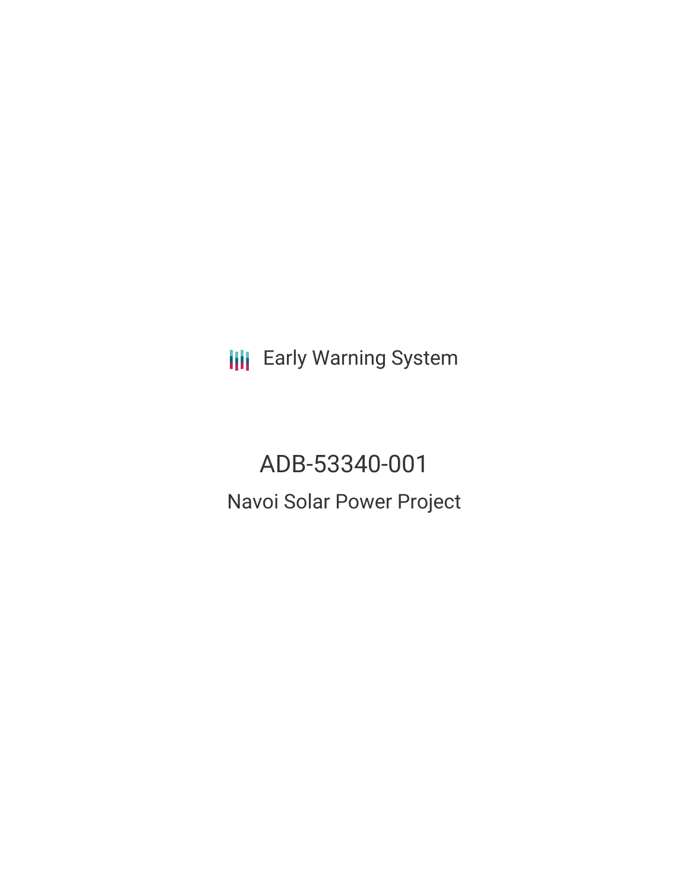Early Warning System

# ADB-53340-001

## Navoi Solar Power Project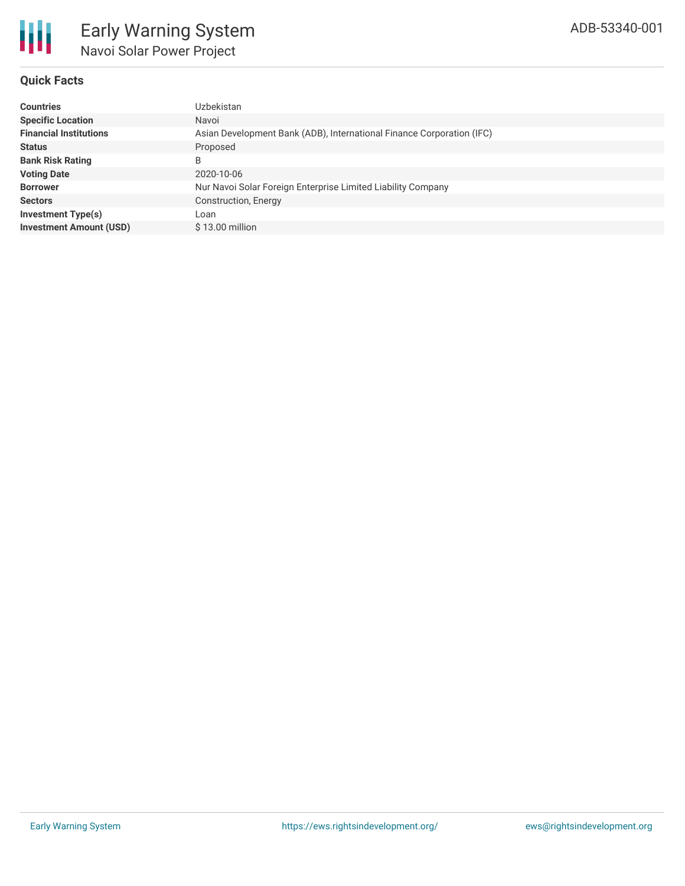# Early Warning System

## Navoi Solar Power Project

ADB-53340-001

### Quick Facts

| | |
|---|---|
| **Countries** | Uzbekistan |
| **Specific Location** | Navoi |
| **Financial Institutions** | Asian Development Bank (ADB), International Finance Corporation (IFC) |
| **Status** | Proposed |
| **Bank Risk Rating** | B |
| **Voting Date** | 2020-10-06 |
| **Borrower** | Nur Navoi Solar Foreign Enterprise Limited Liability Company |
| **Sectors** | Construction, Energy |
| **Investment Type(s)** | Loan |
| **Investment Amount (USD)** | $ 13.00 million |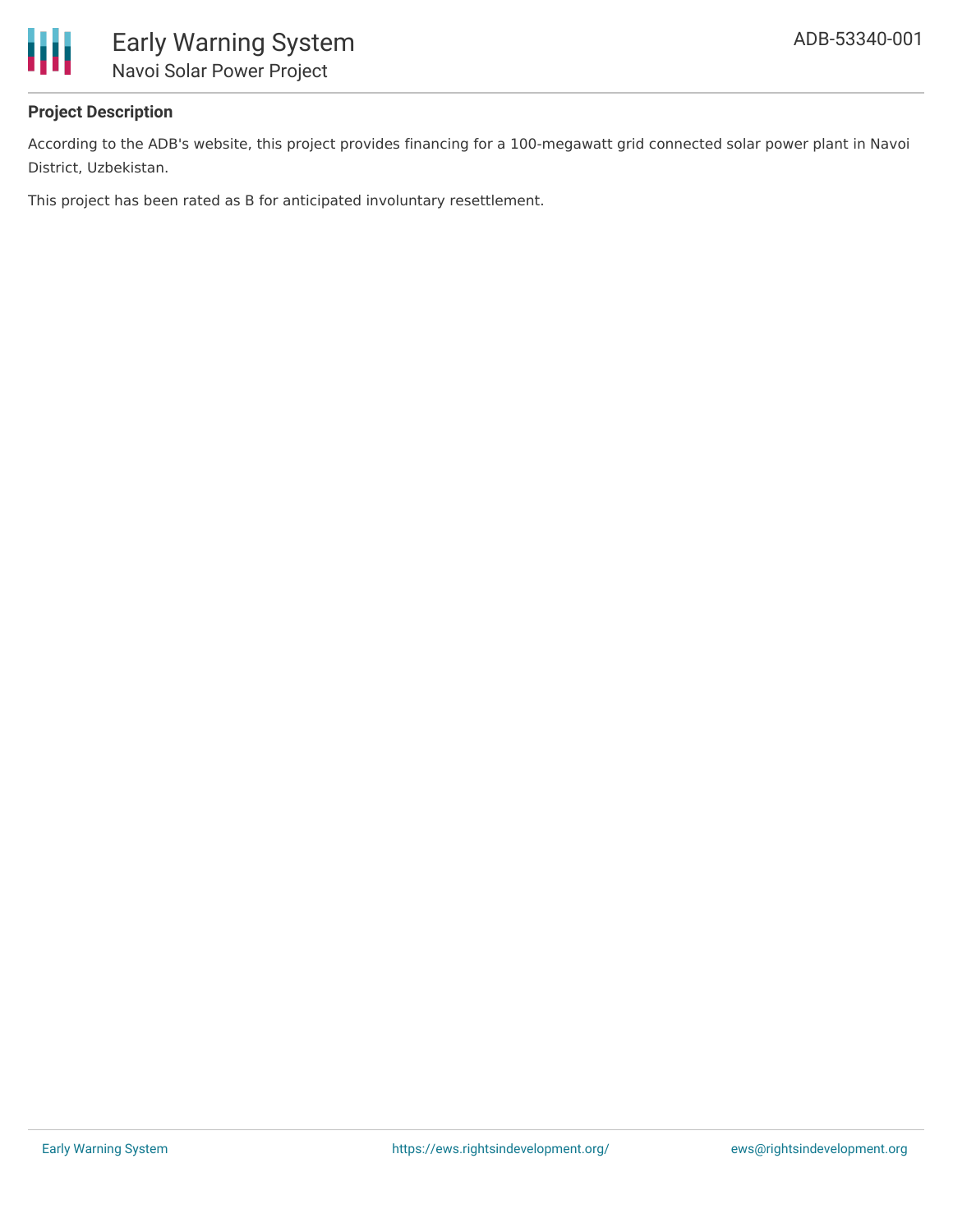## Project Description

According to the ADB's website, this project provides financing for a 100-megawatt grid connected solar power plant in Navoi District, Uzbekistan.

This project has been rated as B for anticipated involuntary resettlement.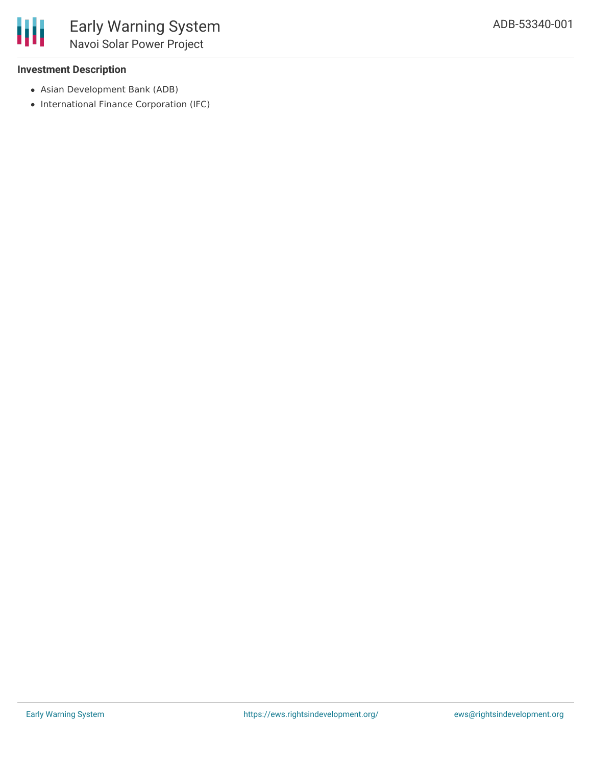**Investment Description**

- Asian Development Bank (ADB)
- International Finance Corporation (IFC)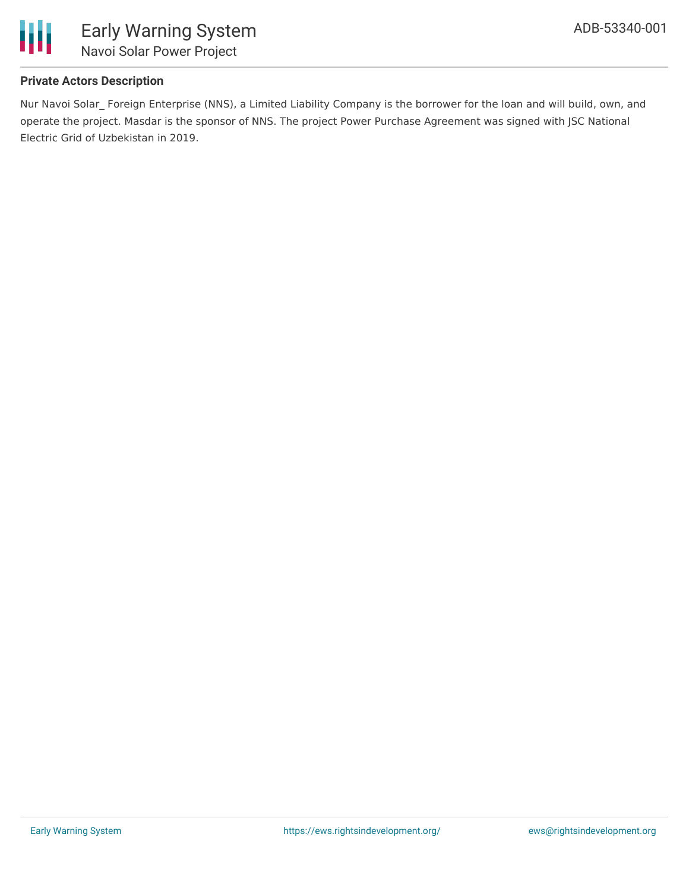### Private Actors Description

Nur Navoi Solar_ Foreign Enterprise (NNS), a Limited Liability Company is the borrower for the loan and will build, own, and operate the project. Masdar is the sponsor of NNS. The project Power Purchase Agreement was signed with JSC National Electric Grid of Uzbekistan in 2019.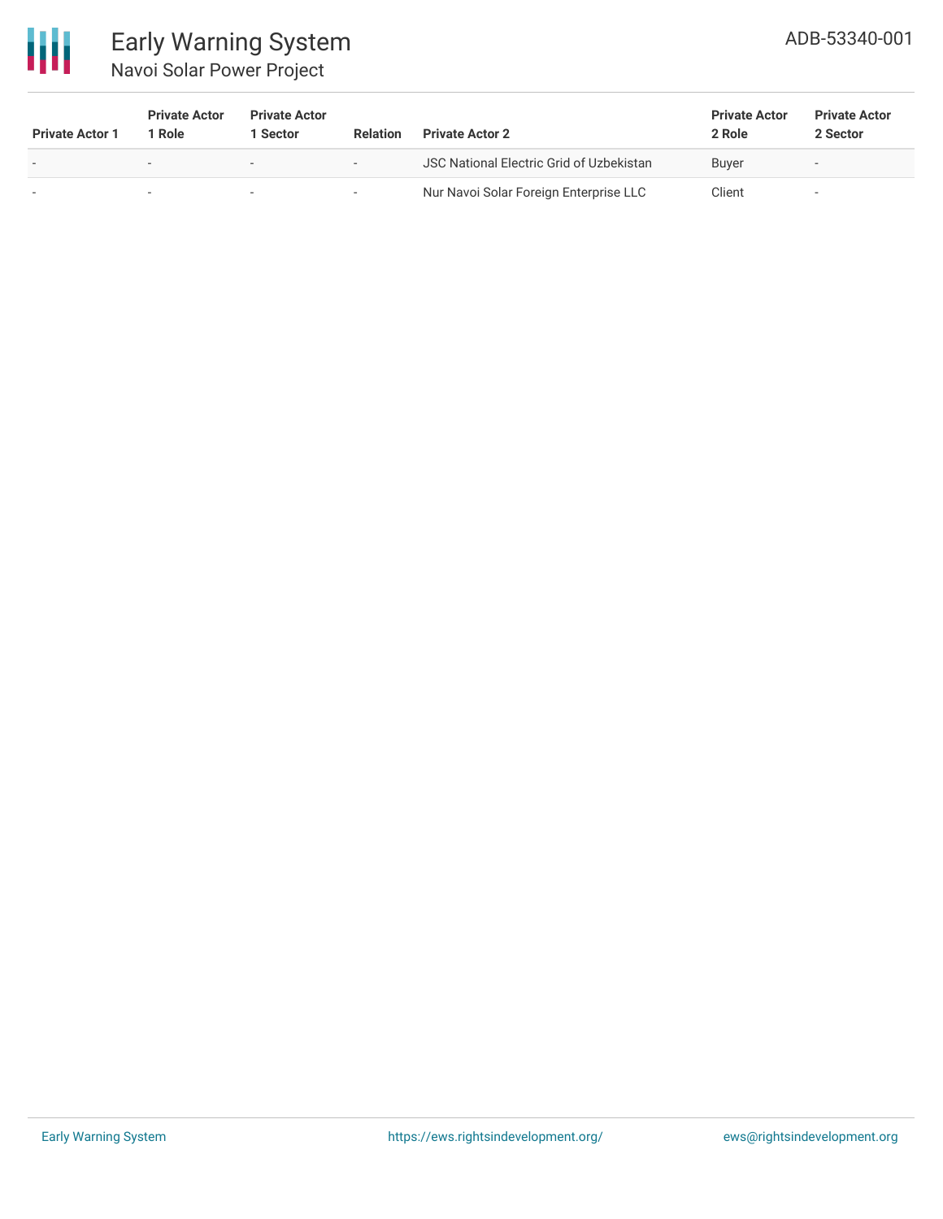| Private Actor 1 | Private Actor 1 Role | Private Actor 1 Sector | Relation | Private Actor 2 | Private Actor 2 Role | Private Actor 2 Sector |
| --- | --- | --- | --- | --- | --- | --- |
| - | - | - | - | JSC National Electric Grid of Uzbekistan | Buyer | - |
| - | - | - | - | Nur Navoi Solar Foreign Enterprise LLC | Client | - |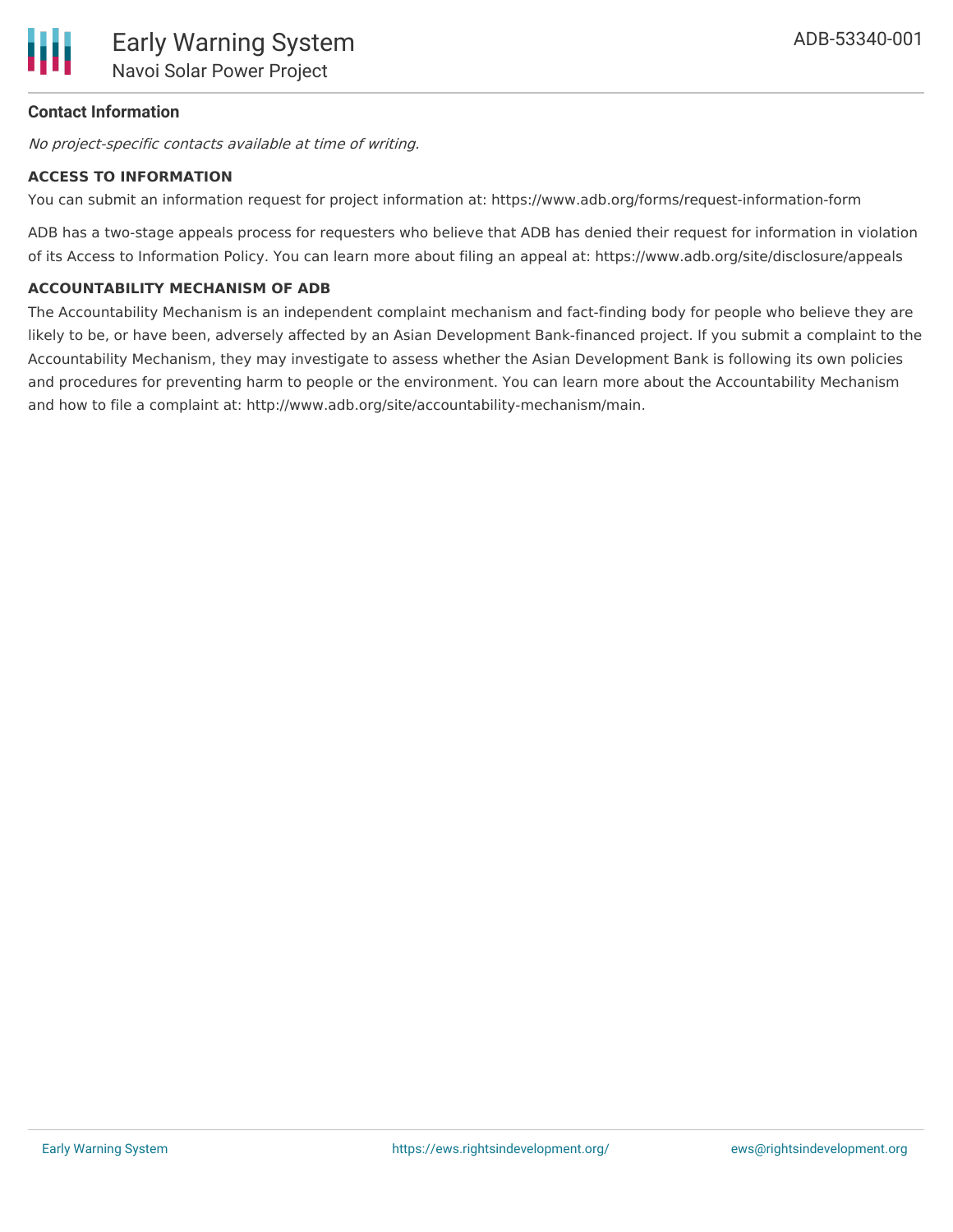### Contact Information

*No project-specific contacts available at time of writing.*

**ACCESS TO INFORMATION**

You can submit an information request for project information at: https://www.adb.org/forms/request-information-form

ADB has a two-stage appeals process for requesters who believe that ADB has denied their request for information in violation of its Access to Information Policy. You can learn more about filing an appeal at: https://www.adb.org/site/disclosure/appeals

**ACCOUNTABILITY MECHANISM OF ADB**

The Accountability Mechanism is an independent complaint mechanism and fact-finding body for people who believe they are likely to be, or have been, adversely affected by an Asian Development Bank-financed project. If you submit a complaint to the Accountability Mechanism, they may investigate to assess whether the Asian Development Bank is following its own policies and procedures for preventing harm to people or the environment. You can learn more about the Accountability Mechanism and how to file a complaint at: http://www.adb.org/site/accountability-mechanism/main.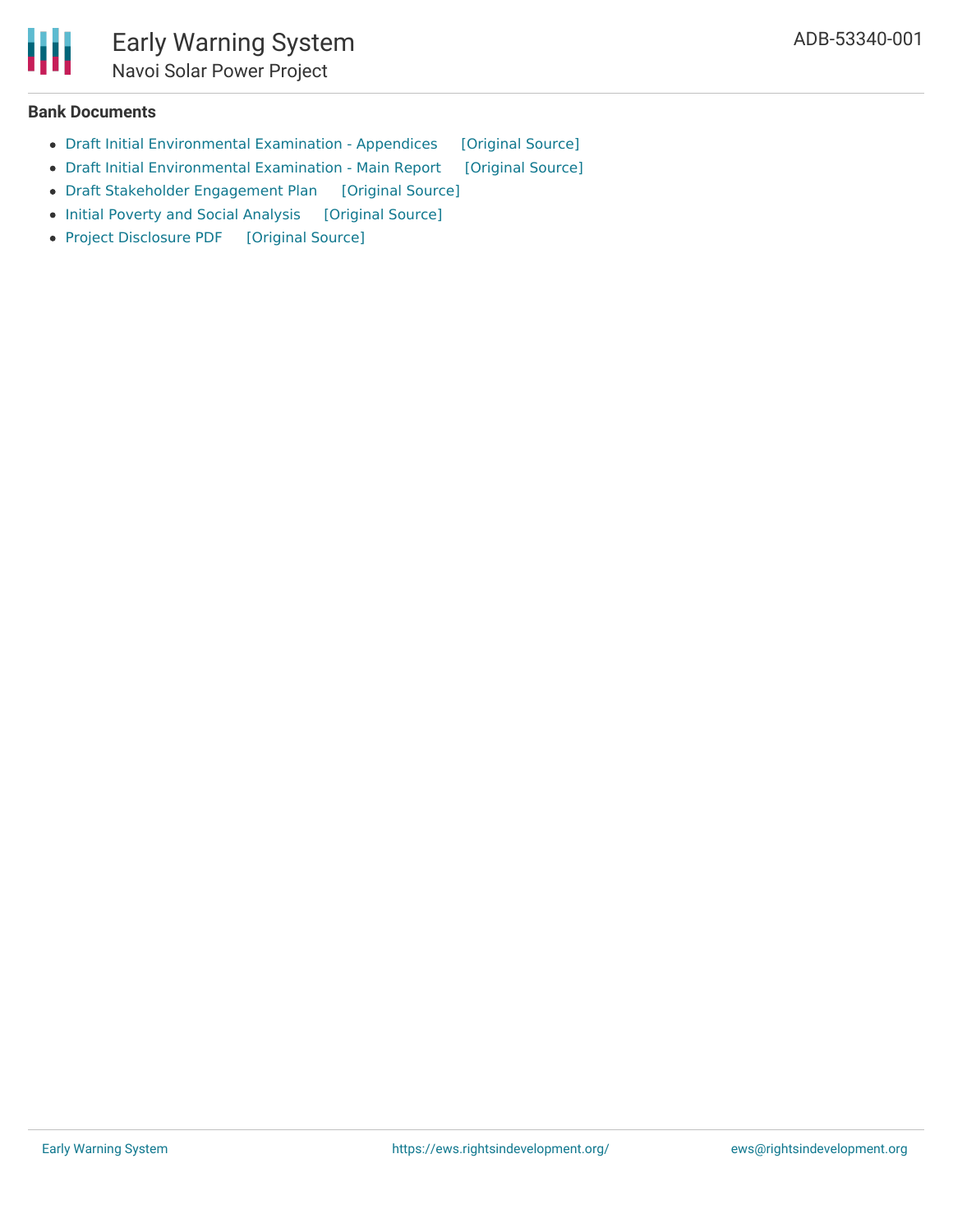### Bank Documents

- Draft Initial Environmental Examination - Appendices [Original Source]
- Draft Initial Environmental Examination - Main Report [Original Source]
- Draft Stakeholder Engagement Plan [Original Source]
- Initial Poverty and Social Analysis [Original Source]
- Project Disclosure PDF [Original Source]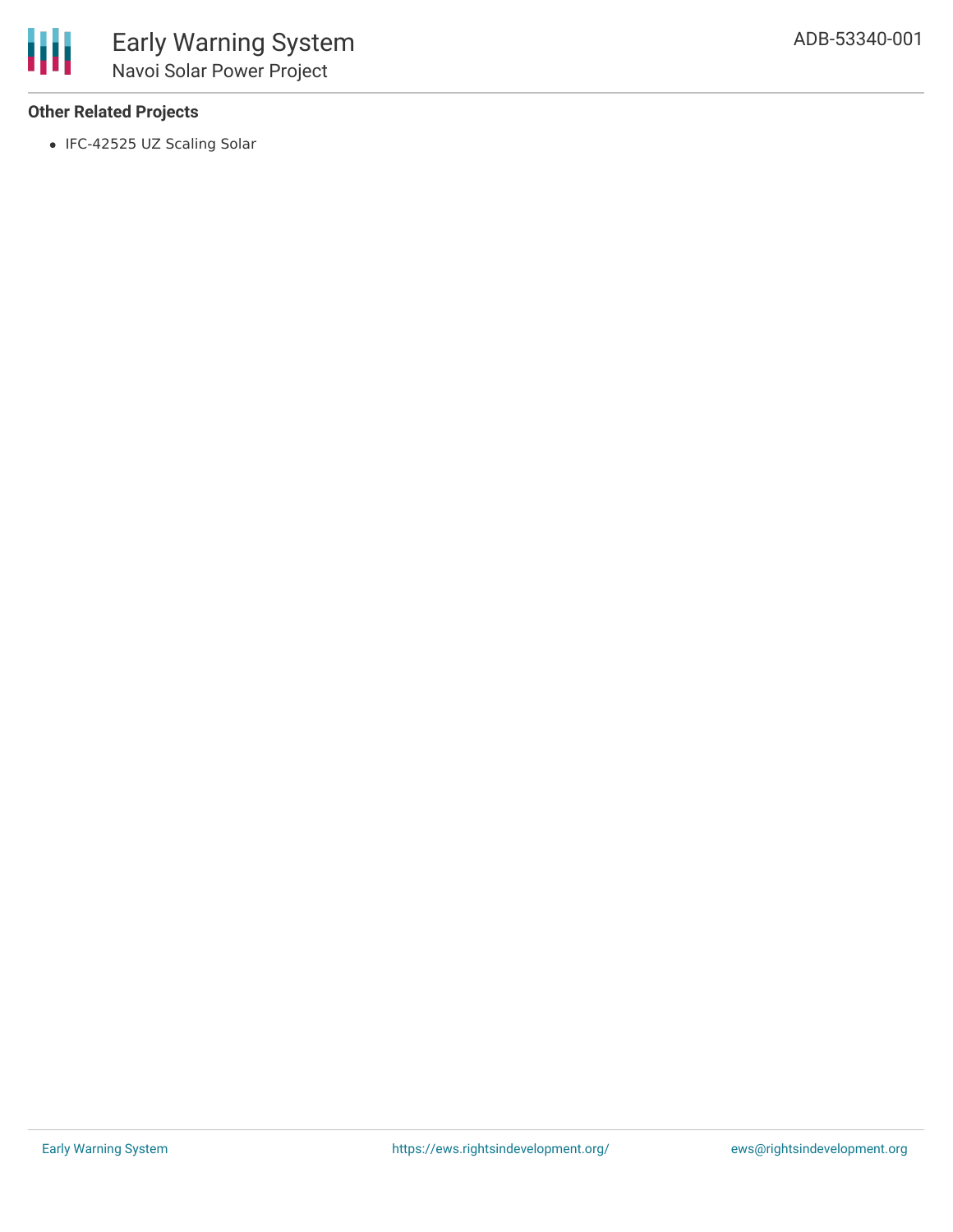**Other Related Projects**

- IFC-42525 UZ Scaling Solar